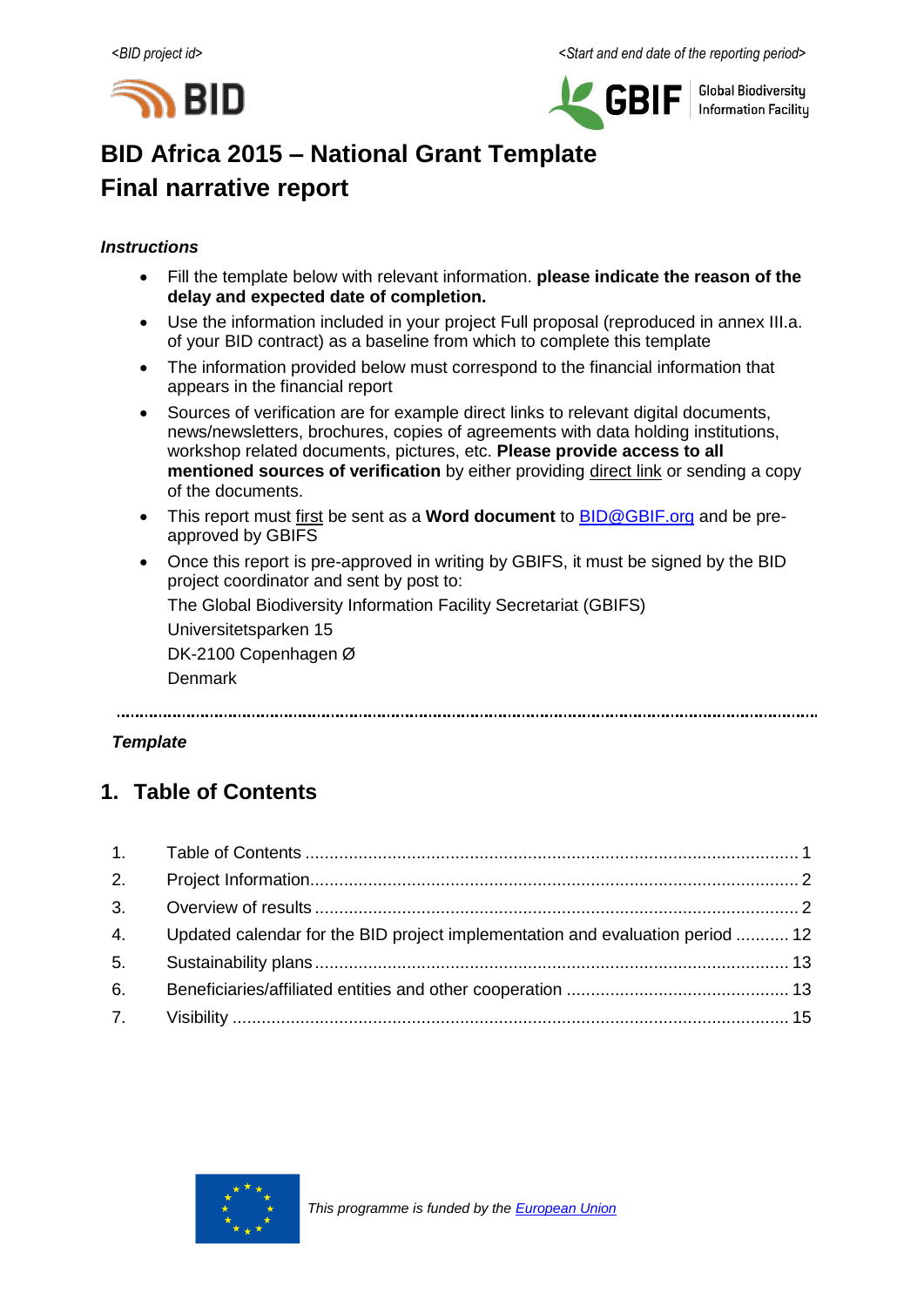<BID project id> <Start and end date of the reporting period>

# BID Africa 2015 – National Grant Template
# Final narrative report

***Instructions***

- Fill the template below with relevant information. **please indicate the reason of the delay and expected date of completion.**
- Use the information included in your project Full proposal (reproduced in annex III.a. of your BID contract) as a baseline from which to complete this template
- The information provided below must correspond to the financial information that appears in the financial report
- Sources of verification are for example direct links to relevant digital documents, news/newsletters, brochures, copies of agreements with data holding institutions, workshop related documents, pictures, etc. **Please provide access to all mentioned sources of verification** by either providing direct link or sending a copy of the documents.
- This report must first be sent as a **Word document** to BID@GBIF.org and be pre-approved by GBIFS
- Once this report is pre-approved in writing by GBIFS, it must be signed by the BID project coordinator and sent by post to:

  The Global Biodiversity Information Facility Secretariat (GBIFS)

  Universitetsparken 15

  DK-2100 Copenhagen Ø

  Denmark

---

***Template***

## 1. Table of Contents

| | | |
|---|---|---|
| 1. | Table of Contents | 1 |
| 2. | Project Information | 2 |
| 3. | Overview of results | 2 |
| 4. | Updated calendar for the BID project implementation and evaluation period | 12 |
| 5. | Sustainability plans | 13 |
| 6. | Beneficiaries/affiliated entities and other cooperation | 13 |
| 7. | Visibility | 15 |

*This programme is funded by the European Union*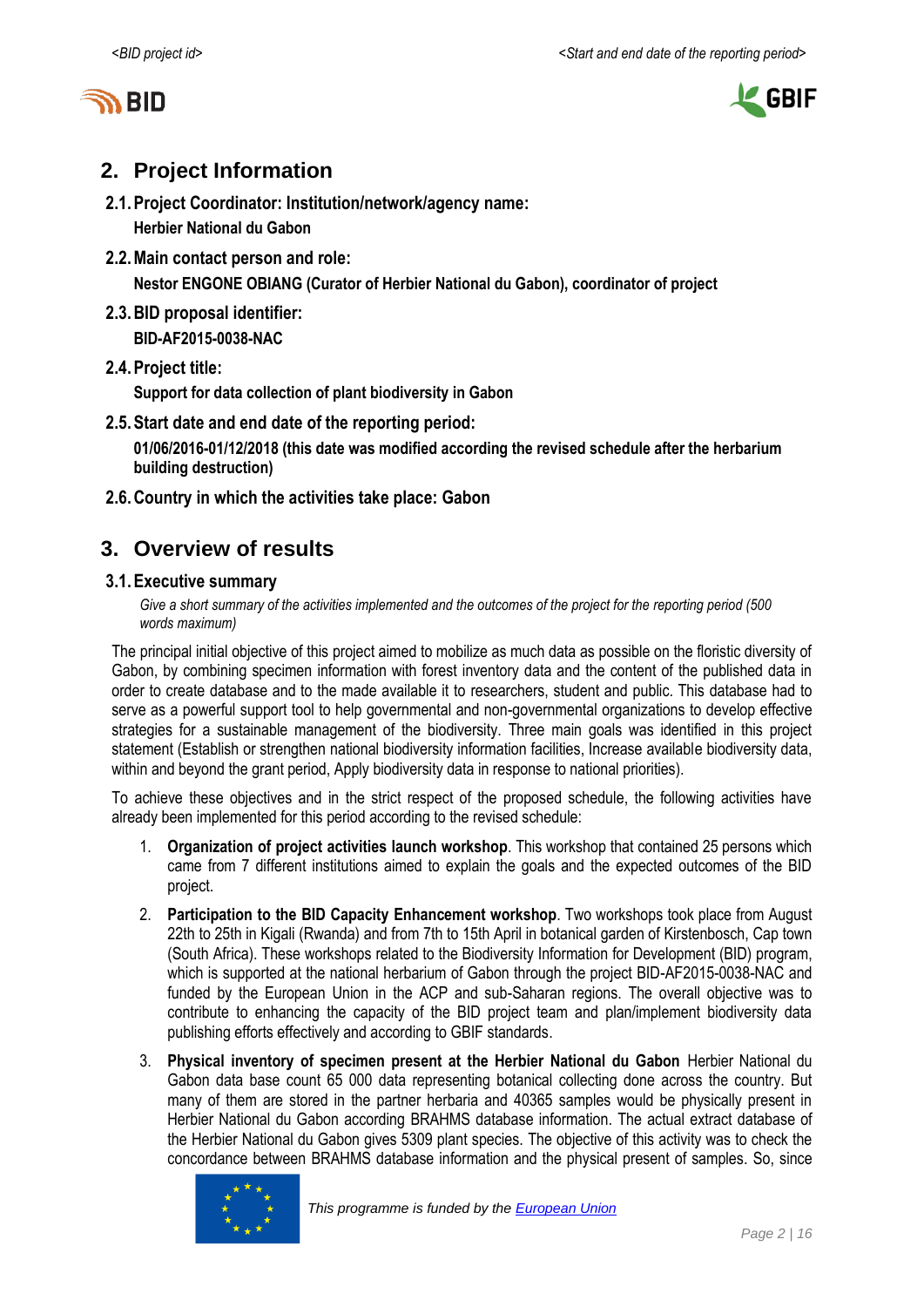## 2. Project Information

### 2.1. Project Coordinator: Institution/network/agency name:

**Herbier National du Gabon**

### 2.2. Main contact person and role:

**Nestor ENGONE OBIANG (Curator of Herbier National du Gabon), coordinator of project**

### 2.3. BID proposal identifier:

**BID-AF2015-0038-NAC**

### 2.4. Project title:

**Support for data collection of plant biodiversity in Gabon**

### 2.5. Start date and end date of the reporting period:

**01/06/2016-01/12/2018 (this date was modified according the revised schedule after the herbarium building destruction)**

### 2.6. Country in which the activities take place: Gabon

## 3. Overview of results

### 3.1. Executive summary

*Give a short summary of the activities implemented and the outcomes of the project for the reporting period (500 words maximum)*

The principal initial objective of this project aimed to mobilize as much data as possible on the floristic diversity of Gabon, by combining specimen information with forest inventory data and the content of the published data in order to create database and to the made available it to researchers, student and public. This database had to serve as a powerful support tool to help governmental and non-governmental organizations to develop effective strategies for a sustainable management of the biodiversity. Three main goals was identified in this project statement (Establish or strengthen national biodiversity information facilities, Increase available biodiversity data, within and beyond the grant period, Apply biodiversity data in response to national priorities).

To achieve these objectives and in the strict respect of the proposed schedule, the following activities have already been implemented for this period according to the revised schedule:

1. **Organization of project activities launch workshop**. This workshop that contained 25 persons which came from 7 different institutions aimed to explain the goals and the expected outcomes of the BID project.
2. **Participation to the BID Capacity Enhancement workshop**. Two workshops took place from August 22th to 25th in Kigali (Rwanda) and from 7th to 15th April in botanical garden of Kirstenbosch, Cap town (South Africa). These workshops related to the Biodiversity Information for Development (BID) program, which is supported at the national herbarium of Gabon through the project BID-AF2015-0038-NAC and funded by the European Union in the ACP and sub-Saharan regions. The overall objective was to contribute to enhancing the capacity of the BID project team and plan/implement biodiversity data publishing efforts effectively and according to GBIF standards.
3. **Physical inventory of specimen present at the Herbier National du Gabon** Herbier National du Gabon data base count 65 000 data representing botanical collecting done across the country. But many of them are stored in the partner herbaria and 40365 samples would be physically present in Herbier National du Gabon according BRAHMS database information. The actual extract database of the Herbier National du Gabon gives 5309 plant species. The objective of this activity was to check the concordance between BRAHMS database information and the physical present of samples. So, since

*This programme is funded by the European Union*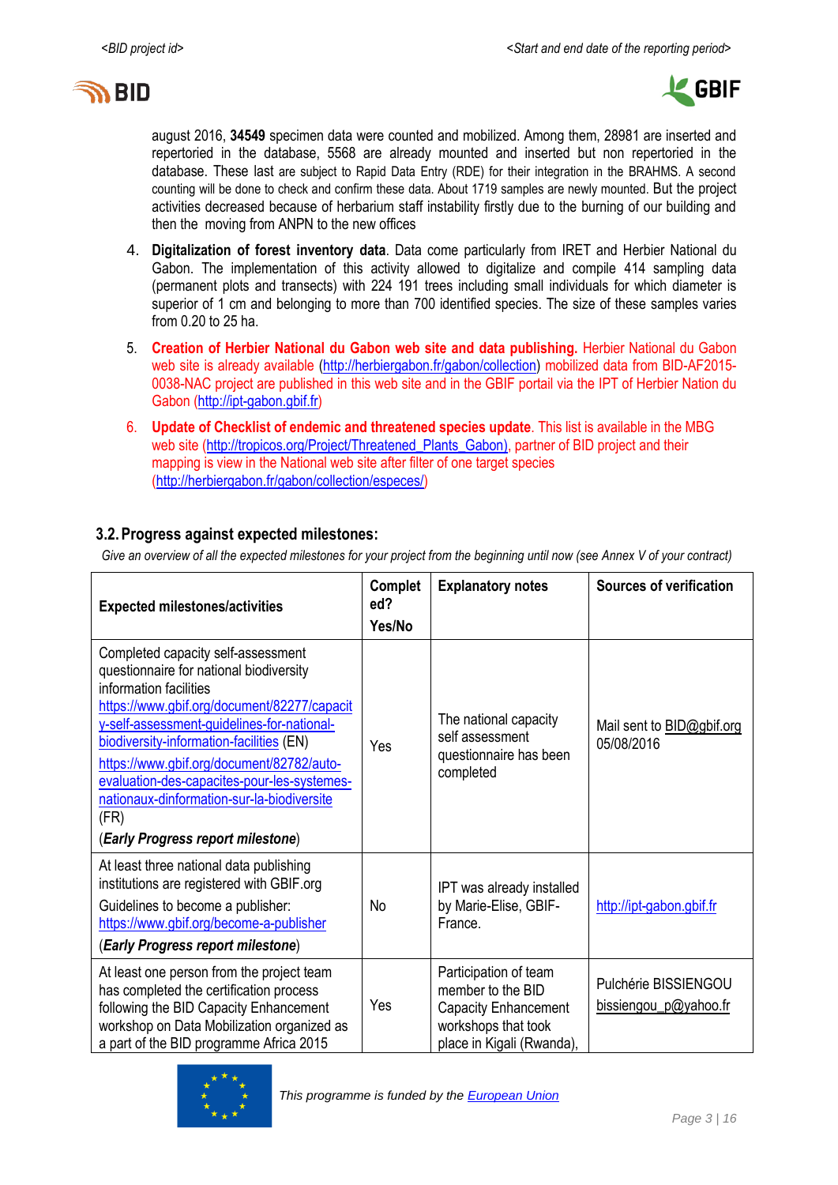august 2016, **34549** specimen data were counted and mobilized. Among them, 28981 are inserted and repertoried in the database, 5568 are already mounted and inserted but non repertoried in the database. These last are subject to Rapid Data Entry (RDE) for their integration in the BRAHMS. A second counting will be done to check and confirm these data. About 1719 samples are newly mounted. But the project activities decreased because of herbarium staff instability firstly due to the burning of our building and then the moving from ANPN to the new offices

4. **Digitalization of forest inventory data**. Data come particularly from IRET and Herbier National du Gabon. The implementation of this activity allowed to digitalize and compile 414 sampling data (permanent plots and transects) with 224 191 trees including small individuals for which diameter is superior of 1 cm and belonging to more than 700 identified species. The size of these samples varies from 0.20 to 25 ha.

5. **Creation of Herbier National du Gabon web site and data publishing.** Herbier National du Gabon web site is already available (http://herbiergabon.fr/gabon/collection) mobilized data from BID-AF2015-0038-NAC project are published in this web site and in the GBIF portail via the IPT of Herbier Nation du Gabon (http://ipt-gabon.gbif.fr)

6. **Update of Checklist of endemic and threatened species update**. This list is available in the MBG web site (http://tropicos.org/Project/Threatened_Plants_Gabon), partner of BID project and their mapping is view in the National web site after filter of one target species (http://herbiergabon.fr/gabon/collection/especes/)

### 3.2. Progress against expected milestones:

*Give an overview of all the expected milestones for your project from the beginning until now (see Annex V of your contract)*

| Expected milestones/activities | Completed? Yes/No | Explanatory notes | Sources of verification |
|---|---|---|---|
| Completed capacity self-assessment questionnaire for national biodiversity information facilities https://www.gbif.org/document/82277/capacity-self-assessment-guidelines-for-national-biodiversity-information-facilities (EN) https://www.gbif.org/document/82782/auto-evaluation-des-capacites-pour-les-systemes-nationaux-dinformation-sur-la-biodiversite (FR) (***Early Progress report milestone***) | Yes | The national capacity self assessment questionnaire has been completed | Mail sent to BID@gbif.org 05/08/2016 |
| At least three national data publishing institutions are registered with GBIF.org Guidelines to become a publisher: https://www.gbif.org/become-a-publisher (***Early Progress report milestone***) | No | IPT was already installed by Marie-Elise, GBIF-France. | http://ipt-gabon.gbif.fr |
| At least one person from the project team has completed the certification process following the BID Capacity Enhancement workshop on Data Mobilization organized as a part of the BID programme Africa 2015 | Yes | Participation of team member to the BID Capacity Enhancement workshops that took place in Kigali (Rwanda), | Pulchérie BISSIENGOU bissiengou_p@yahoo.fr |

This programme is funded by the European Union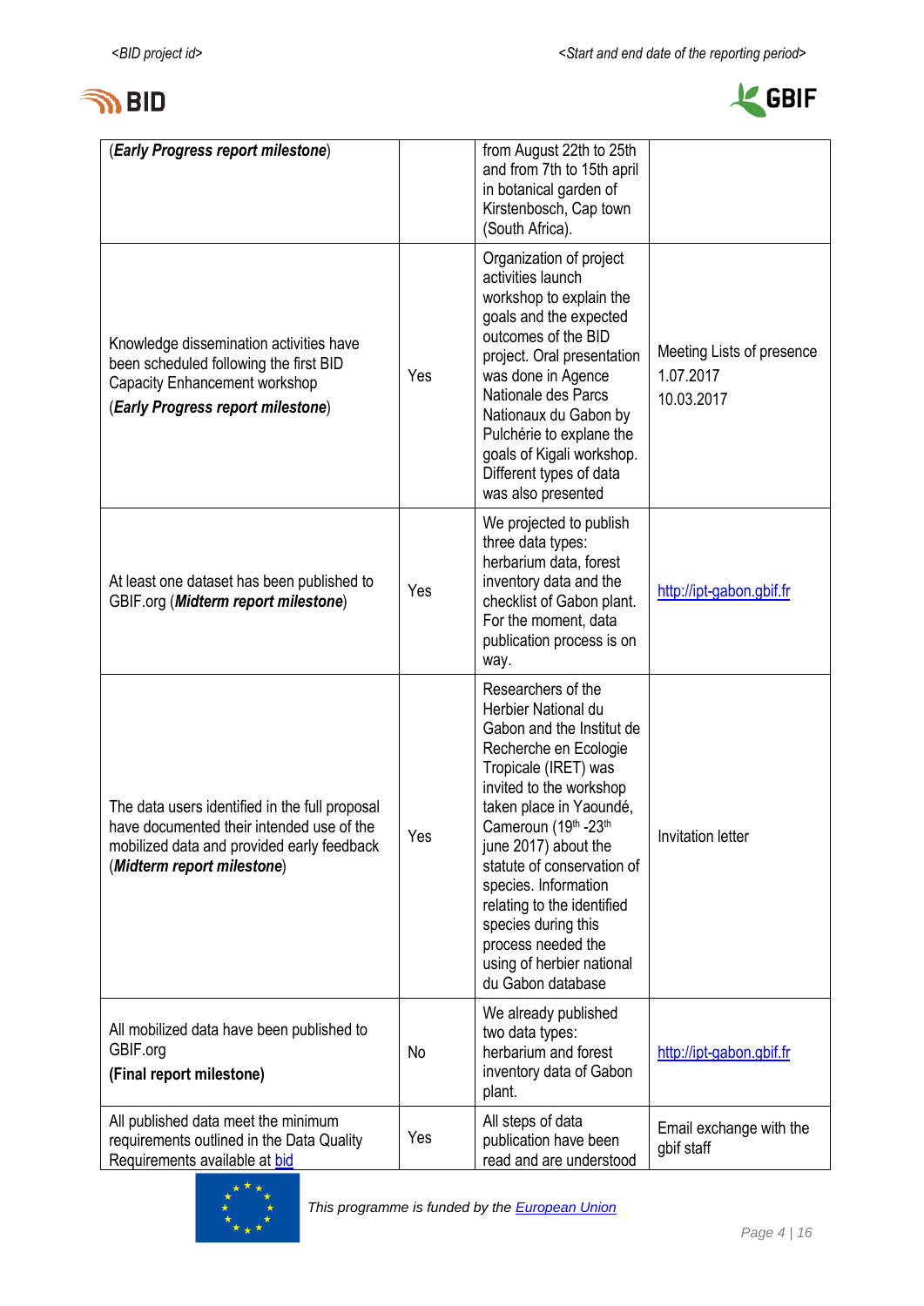| | | | |
|---|---|---|---|
| (***Early Progress report milestone***) | | from August 22th to 25th and from 7th to 15th april in botanical garden of Kirstenbosch, Cap town (South Africa). | |
| Knowledge dissemination activities have been scheduled following the first BID Capacity Enhancement workshop<br>(***Early Progress report milestone***) | Yes | Organization of project activities launch workshop to explain the goals and the expected outcomes of the BID project. Oral presentation was done in Agence Nationale des Parcs Nationaux du Gabon by Pulchérie to explane the goals of Kigali workshop. Different types of data was also presented | Meeting Lists of presence<br>1.07.2017<br>10.03.2017 |
| At least one dataset has been published to GBIF.org (***Midterm report milestone***) | Yes | We projected to publish three data types: herbarium data, forest inventory data and the checklist of Gabon plant. For the moment, data publication process is on way. | http://ipt-gabon.gbif.fr |
| The data users identified in the full proposal have documented their intended use of the mobilized data and provided early feedback (***Midterm report milestone***) | Yes | Researchers of the Herbier National du Gabon and the Institut de Recherche en Ecologie Tropicale (IRET) was invited to the workshop taken place in Yaoundé, Cameroun (19th -23th june 2017) about the statute of conservation of species. Information relating to the identified species during this process needed the using of herbier national du Gabon database | Invitation letter |
| All mobilized data have been published to GBIF.org<br>**(Final report milestone)** | No | We already published two data types: herbarium and forest inventory data of Gabon plant. | http://ipt-gabon.gbif.fr |
| All published data meet the minimum requirements outlined in the Data Quality Requirements available at bid | Yes | All steps of data publication have been read and are understood | Email exchange with the gbif staff |

*This programme is funded by the European Union*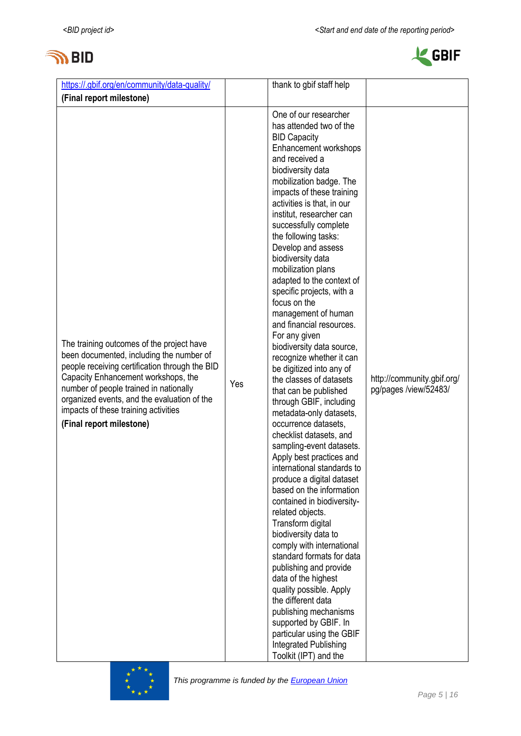| | | | |
|---|---|---|---|
| https://.gbif.org/en/community/data-quality/ **(Final report milestone)** | | thank to gbif staff help | |
| The training outcomes of the project have been documented, including the number of people receiving certification through the BID Capacity Enhancement workshops, the number of people trained in nationally organized events, and the evaluation of the impacts of these training activities **(Final report milestone)** | Yes | One of our researcher has attended two of the BID Capacity Enhancement workshops and received a biodiversity data mobilization badge. The impacts of these training activities is that, in our institut, researcher can successfully complete the following tasks: Develop and assess biodiversity data mobilization plans adapted to the context of specific projects, with a focus on the management of human and financial resources. For any given biodiversity data source, recognize whether it can be digitized into any of the classes of datasets that can be published through GBIF, including metadata-only datasets, occurrence datasets, checklist datasets, and sampling-event datasets. Apply best practices and international standards to produce a digital dataset based on the information contained in biodiversity-related objects. Transform digital biodiversity data to comply with international standard formats for data publishing and provide data of the highest quality possible. Apply the different data publishing mechanisms supported by GBIF. In particular using the GBIF Integrated Publishing Toolkit (IPT) and the | http://community.gbif.org/pg/pages /view/52483/ |

This programme is funded by the European Union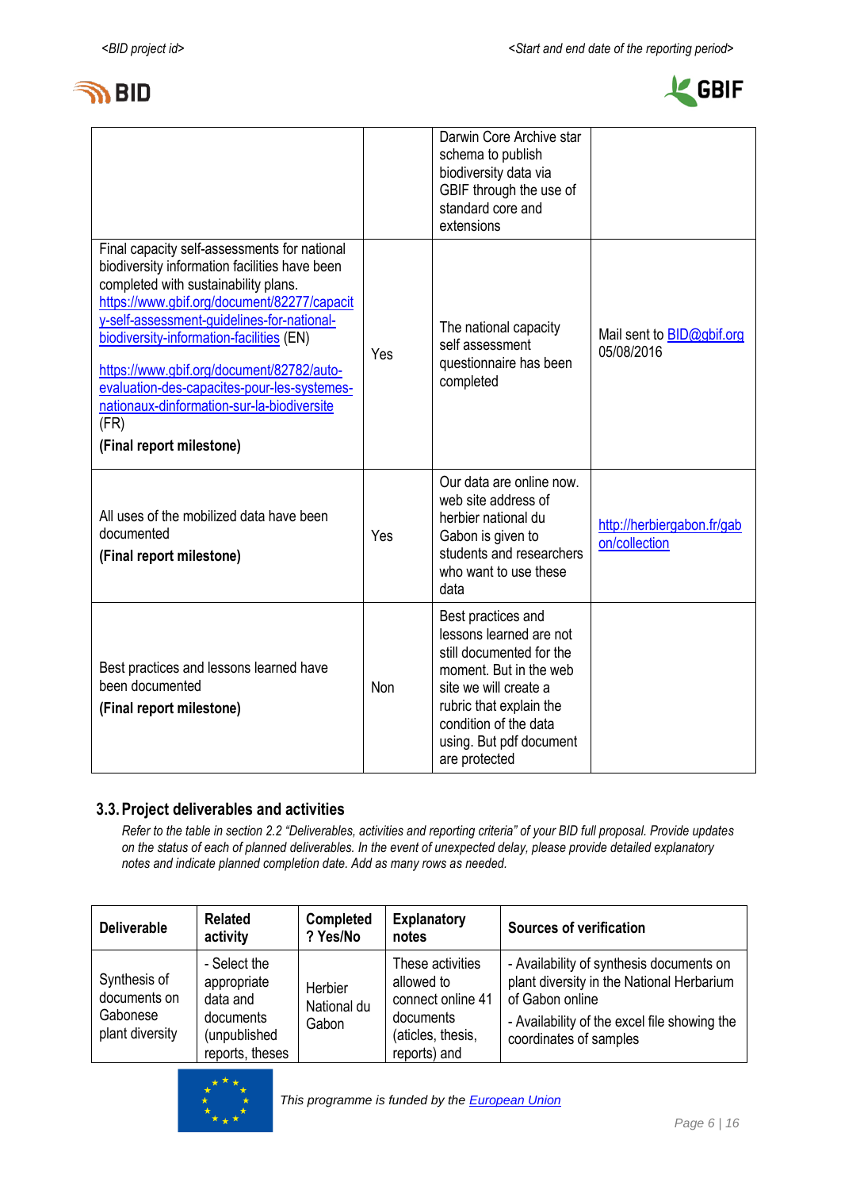| | | Darwin Core Archive star schema to publish biodiversity data via GBIF through the use of standard core and extensions | |
|---|---|---|---|
| Final capacity self-assessments for national biodiversity information facilities have been completed with sustainability plans. https://www.gbif.org/document/82277/capacity-self-assessment-guidelines-for-national-biodiversity-information-facilities (EN) https://www.gbif.org/document/82782/auto-evaluation-des-capacites-pour-les-systemes-nationaux-dinformation-sur-la-biodiversite (FR) **(Final report milestone)** | Yes | The national capacity self assessment questionnaire has been completed | Mail sent to BID@gbif.org 05/08/2016 |
| All uses of the mobilized data have been documented **(Final report milestone)** | Yes | Our data are online now. web site address of herbier national du Gabon is given to students and researchers who want to use these data | http://herbiergabon.fr/gabon/collection |
| Best practices and lessons learned have been documented **(Final report milestone)** | Non | Best practices and lessons learned are not still documented for the moment. But in the web site we will create a rubric that explain the condition of the data using. But pdf document are protected | |

## 3.3. Project deliverables and activities

*Refer to the table in section 2.2 "Deliverables, activities and reporting criteria" of your BID full proposal. Provide updates on the status of each of planned deliverables. In the event of unexpected delay, please provide detailed explanatory notes and indicate planned completion date. Add as many rows as needed.*

| Deliverable | Related activity | Completed ? Yes/No | Explanatory notes | Sources of verification |
|---|---|---|---|---|
| Synthesis of documents on Gabonese plant diversity | - Select the appropriate data and documents (unpublished reports, theses | Herbier National du Gabon | These activities allowed to connect online 41 documents (aticles, thesis, reports) and | - Availability of synthesis documents on plant diversity in the National Herbarium of Gabon online<br>- Availability of the excel file showing the coordinates of samples |

This programme is funded by the European Union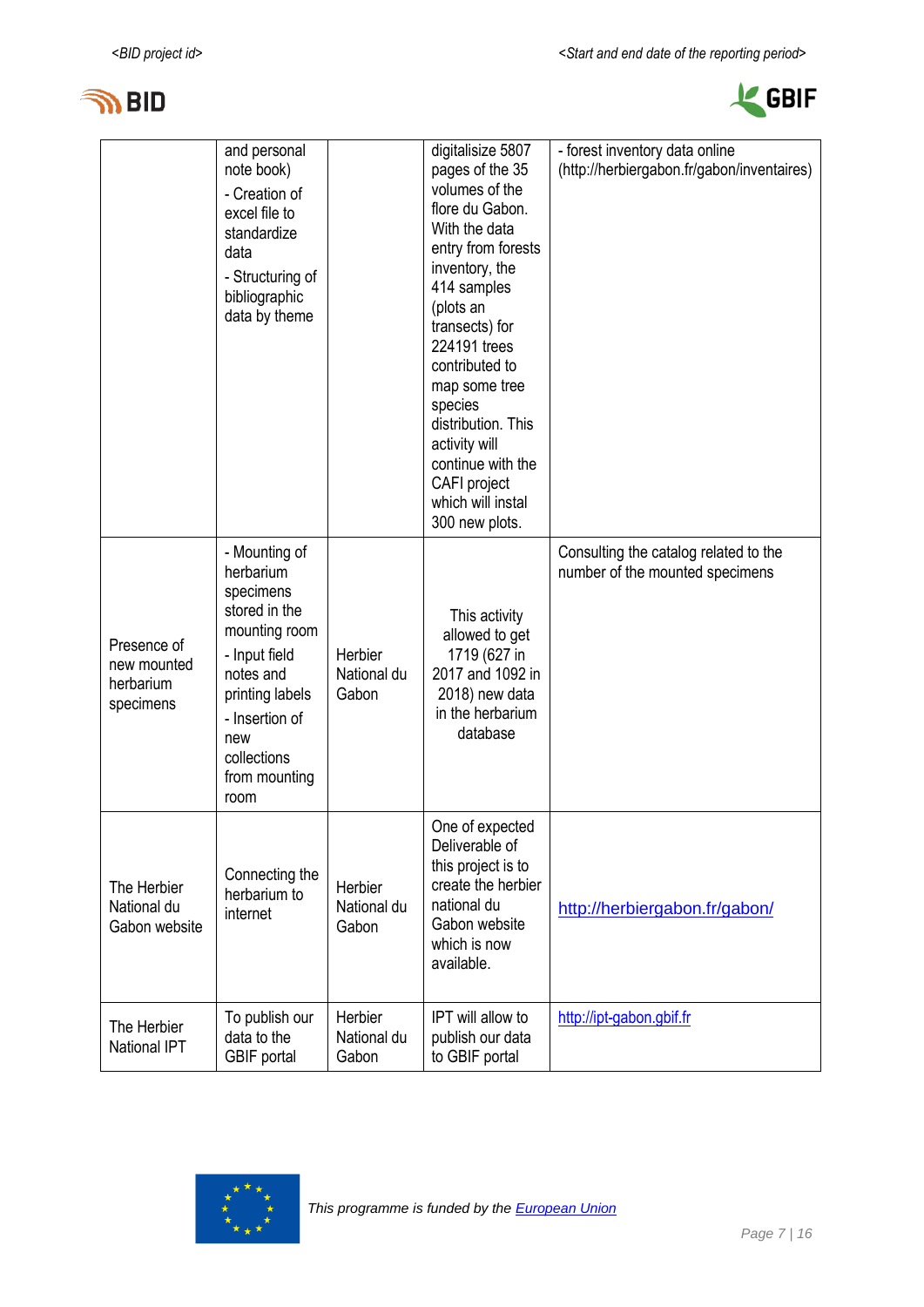| | | | | |
|---|---|---|---|---|
| | and personal note book)<br>- Creation of excel file to standardize data<br>- Structuring of bibliographic data by theme | | digitalisize 5807 pages of the 35 volumes of the flore du Gabon. With the data entry from forests inventory, the 414 samples (plots an transects) for 224191 trees contributed to map some tree species distribution. This activity will continue with the CAFI project which will instal 300 new plots. | - forest inventory data online (http://herbiergabon.fr/gabon/inventaires) |
| Presence of new mounted herbarium specimens | - Mounting of herbarium specimens stored in the mounting room<br>- Input field notes and printing labels<br>- Insertion of new collections from mounting room | Herbier National du Gabon | This activity allowed to get 1719 (627 in 2017 and 1092 in 2018) new data in the herbarium database | Consulting the catalog related to the number of the mounted specimens |
| The Herbier National du Gabon website | Connecting the herbarium to internet | Herbier National du Gabon | One of expected Deliverable of this project is to create the herbier national du Gabon website which is now available. | [http://herbiergabon.fr/gabon/](http://herbiergabon.fr/gabon/) |
| The Herbier National IPT | To publish our data to the GBIF portal | Herbier National du Gabon | IPT will allow to publish our data to GBIF portal | [http://ipt-gabon.gbif.fr](http://ipt-gabon.gbif.fr) |

*This programme is funded by the European Union*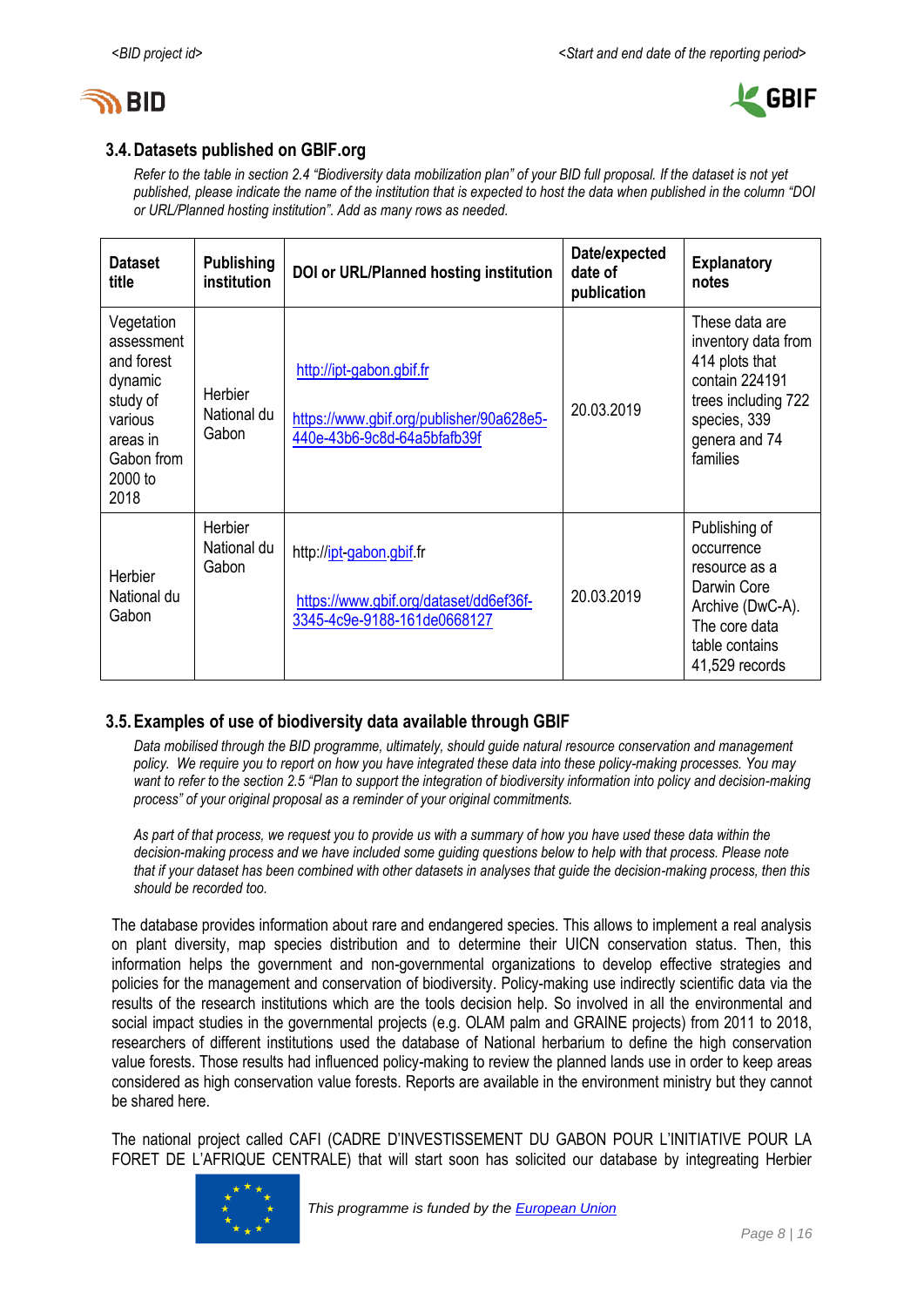### 3.4. Datasets published on GBIF.org

*Refer to the table in section 2.4 "Biodiversity data mobilization plan" of your BID full proposal. If the dataset is not yet published, please indicate the name of the institution that is expected to host the data when published in the column "DOI or URL/Planned hosting institution". Add as many rows as needed.*

| Dataset title | Publishing institution | DOI or URL/Planned hosting institution | Date/expected date of publication | Explanatory notes |
|---|---|---|---|---|
| Vegetation assessment and forest dynamic study of various areas in Gabon from 2000 to 2018 | Herbier National du Gabon | http://ipt-gabon.gbif.fr<br><br>https://www.gbif.org/publisher/90a628e5-440e-43b6-9c8d-64a5bfafb39f | 20.03.2019 | These data are inventory data from 414 plots that contain 224191 trees including 722 species, 339 genera and 74 families |
| Herbier National du Gabon | Herbier National du Gabon | http://ipt-gabon.gbif.fr<br><br>https://www.gbif.org/dataset/dd6ef36f-3345-4c9e-9188-161de0668127 | 20.03.2019 | Publishing of occurrence resource as a Darwin Core Archive (DwC-A). The core data table contains 41,529 records |

### 3.5. Examples of use of biodiversity data available through GBIF

*Data mobilised through the BID programme, ultimately, should guide natural resource conservation and management policy. We require you to report on how you have integrated these data into these policy-making processes. You may want to refer to the section 2.5 "Plan to support the integration of biodiversity information into policy and decision-making process" of your original proposal as a reminder of your original commitments.*

*As part of that process, we request you to provide us with a summary of how you have used these data within the decision-making process and we have included some guiding questions below to help with that process. Please note that if your dataset has been combined with other datasets in analyses that guide the decision-making process, then this should be recorded too.*

The database provides information about rare and endangered species. This allows to implement a real analysis on plant diversity, map species distribution and to determine their UICN conservation status. Then, this information helps the government and non-governmental organizations to develop effective strategies and policies for the management and conservation of biodiversity. Policy-making use indirectly scientific data via the results of the research institutions which are the tools decision help. So involved in all the environmental and social impact studies in the governmental projects (e.g. OLAM palm and GRAINE projects) from 2011 to 2018, researchers of different institutions used the database of National herbarium to define the high conservation value forests. Those results had influenced policy-making to review the planned lands use in order to keep areas considered as high conservation value forests. Reports are available in the environment ministry but they cannot be shared here.

The national project called CAFI (CADRE D'INVESTISSEMENT DU GABON POUR L'INITIATIVE POUR LA FORET DE L'AFRIQUE CENTRALE) that will start soon has solicited our database by integreating Herbier

*This programme is funded by the European Union*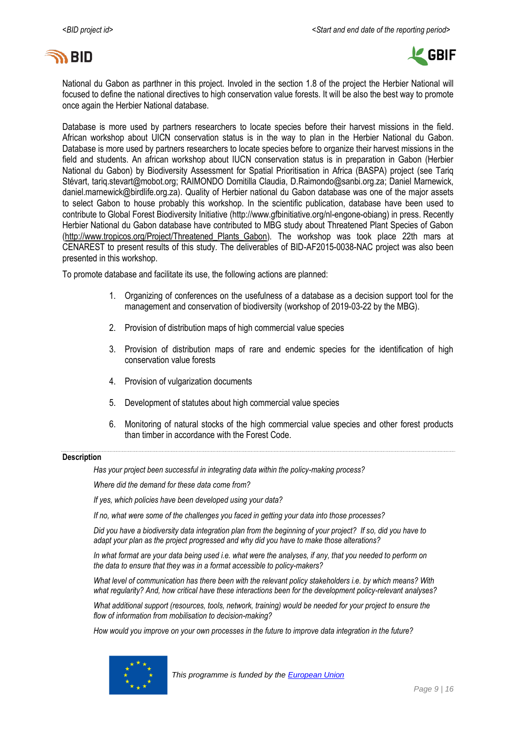National du Gabon as parthner in this project. Involed in the section 1.8 of the project the Herbier National will focused to define the national directives to high conservation value forests. It will be also the best way to promote once again the Herbier National database.

Database is more used by partners researchers to locate species before their harvest missions in the field. African workshop about UICN conservation status is in the way to plan in the Herbier National du Gabon. Database is more used by partners researchers to locate species before to organize their harvest missions in the field and students. An african workshop about IUCN conservation status is in preparation in Gabon (Herbier National du Gabon) by Biodiversity Assessment for Spatial Prioritisation in Africa (BASPA) project (see Tariq Stévart, tariq.stevart@mobot.org; RAIMONDO Domitilla Claudia, D.Raimondo@sanbi.org.za; Daniel Marnewick, daniel.marnewick@birdlife.org.za). Quality of Herbier national du Gabon database was one of the major assets to select Gabon to house probably this workshop. In the scientific publication, database have been used to contribute to Global Forest Biodiversity Initiative (http://www.gfbinitiative.org/nl-engone-obiang) in press. Recently Herbier National du Gabon database have contributed to MBG study about Threatened Plant Species of Gabon (http://www.tropicos.org/Project/Threatened_Plants_Gabon). The workshop was took place 22th mars at CENAREST to present results of this study. The deliverables of BID-AF2015-0038-NAC project was also been presented in this workshop.

To promote database and facilitate its use, the following actions are planned:

1. Organizing of conferences on the usefulness of a database as a decision support tool for the management and conservation of biodiversity (workshop of 2019-03-22 by the MBG).
2. Provision of distribution maps of high commercial value species
3. Provision of distribution maps of rare and endemic species for the identification of high conservation value forests
4. Provision of vulgarization documents
5. Development of statutes about high commercial value species
6. Monitoring of natural stocks of the high commercial value species and other forest products than timber in accordance with the Forest Code.

---

**Description**

*Has your project been successful in integrating data within the policy-making process?*

*Where did the demand for these data come from?*

*If yes, which policies have been developed using your data?*

*If no, what were some of the challenges you faced in getting your data into those processes?*

*Did you have a biodiversity data integration plan from the beginning of your project? If so, did you have to adapt your plan as the project progressed and why did you have to make those alterations?*

*In what format are your data being used i.e. what were the analyses, if any, that you needed to perform on the data to ensure that they was in a format accessible to policy-makers?*

*What level of communication has there been with the relevant policy stakeholders i.e. by which means? With what regularity? And, how critical have these interactions been for the development policy-relevant analyses?*

*What additional support (resources, tools, network, training) would be needed for your project to ensure the flow of information from mobilisation to decision-making?*

*How would you improve on your own processes in the future to improve data integration in the future?*

*This programme is funded by the European Union*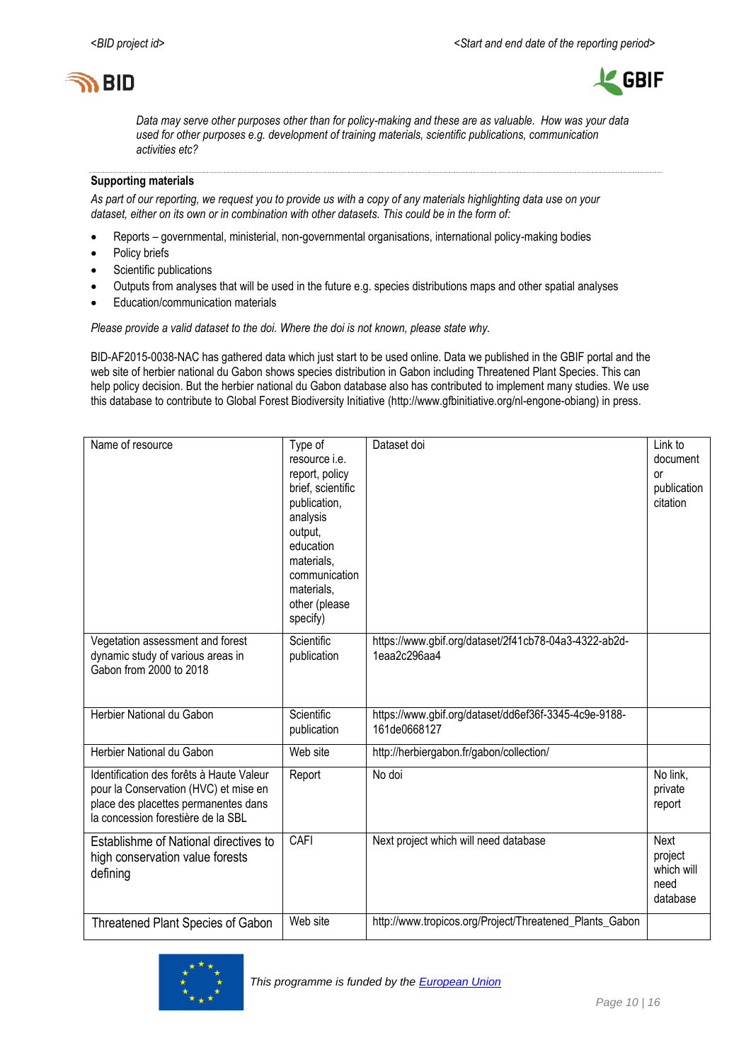*Data may serve other purposes other than for policy-making and these are as valuable. How was your data used for other purposes e.g. development of training materials, scientific publications, communication activities etc?*

**Supporting materials**

*As part of our reporting, we request you to provide us with a copy of any materials highlighting data use on your dataset, either on its own or in combination with other datasets. This could be in the form of:*

- Reports – governmental, ministerial, non-governmental organisations, international policy-making bodies
- Policy briefs
- Scientific publications
- Outputs from analyses that will be used in the future e.g. species distributions maps and other spatial analyses
- Education/communication materials

*Please provide a valid dataset to the doi. Where the doi is not known, please state why.*

BID-AF2015-0038-NAC has gathered data which just start to be used online. Data we published in the GBIF portal and the web site of herbier national du Gabon shows species distribution in Gabon including Threatened Plant Species. This can help policy decision. But the herbier national du Gabon database also has contributed to implement many studies. We use this database to contribute to Global Forest Biodiversity Initiative (http://www.gfbinitiative.org/nl-engone-obiang) in press.

| Name of resource | Type of resource i.e. report, policy brief, scientific publication, analysis output, education materials, communication materials, other (please specify) | Dataset doi | Link to document or publication citation |
|---|---|---|---|
| Vegetation assessment and forest dynamic study of various areas in Gabon from 2000 to 2018 | Scientific publication | https://www.gbif.org/dataset/2f41cb78-04a3-4322-ab2d-1eaa2c296aa4 | |
| Herbier National du Gabon | Scientific publication | https://www.gbif.org/dataset/dd6ef36f-3345-4c9e-9188-161de0668127 | |
| Herbier National du Gabon | Web site | http://herbiergabon.fr/gabon/collection/ | |
| Identification des forêts à Haute Valeur pour la Conservation (HVC) et mise en place des placettes permanentes dans la concession forestière de la SBL | Report | No doi | No link, private report |
| Establishme of National directives to high conservation value forests defining | CAFI | Next project which will need database | Next project which will need database |
| Threatened Plant Species of Gabon | Web site | http://www.tropicos.org/Project/Threatened_Plants_Gabon | |

*This programme is funded by the European Union*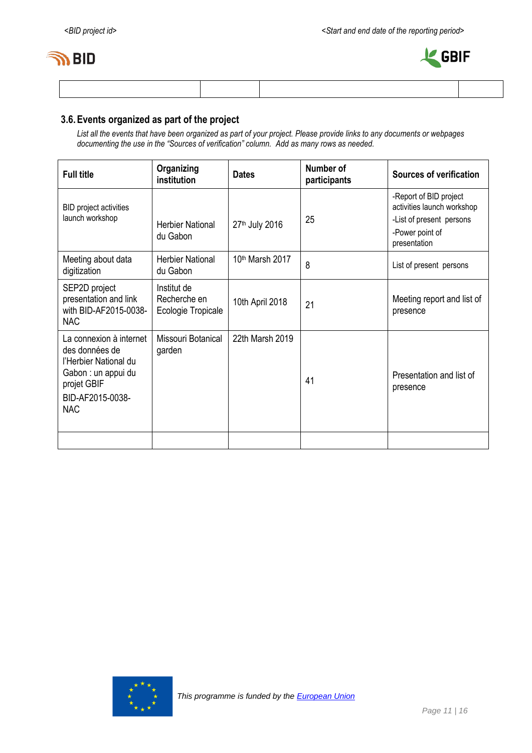### 3.6. Events organized as part of the project

*List all the events that have been organized as part of your project. Please provide links to any documents or webpages documenting the use in the “Sources of verification” column. Add as many rows as needed.*

| Full title | Organizing institution | Dates | Number of participants | Sources of verification |
|---|---|---|---|---|
| BID project activities launch workshop | Herbier National du Gabon | 27th July 2016 | 25 | -Report of BID project activities launch workshop<br>-List of present persons<br>-Power point of presentation |
| Meeting about data digitization | Herbier National du Gabon | 10th Marsh 2017 | 8 | List of present persons |
| SEP2D project presentation and link with BID-AF2015-0038-NAC | Institut de Recherche en Ecologie Tropicale | 10th April 2018 | 21 | Meeting report and list of presence |
| La connexion à internet des données de l'Herbier National du Gabon : un appui du projet GBIF BID-AF2015-0038-NAC | Missouri Botanical garden | 22th Marsh 2019 | 41 | Presentation and list of presence |
| | | | | |

*This programme is funded by the European Union*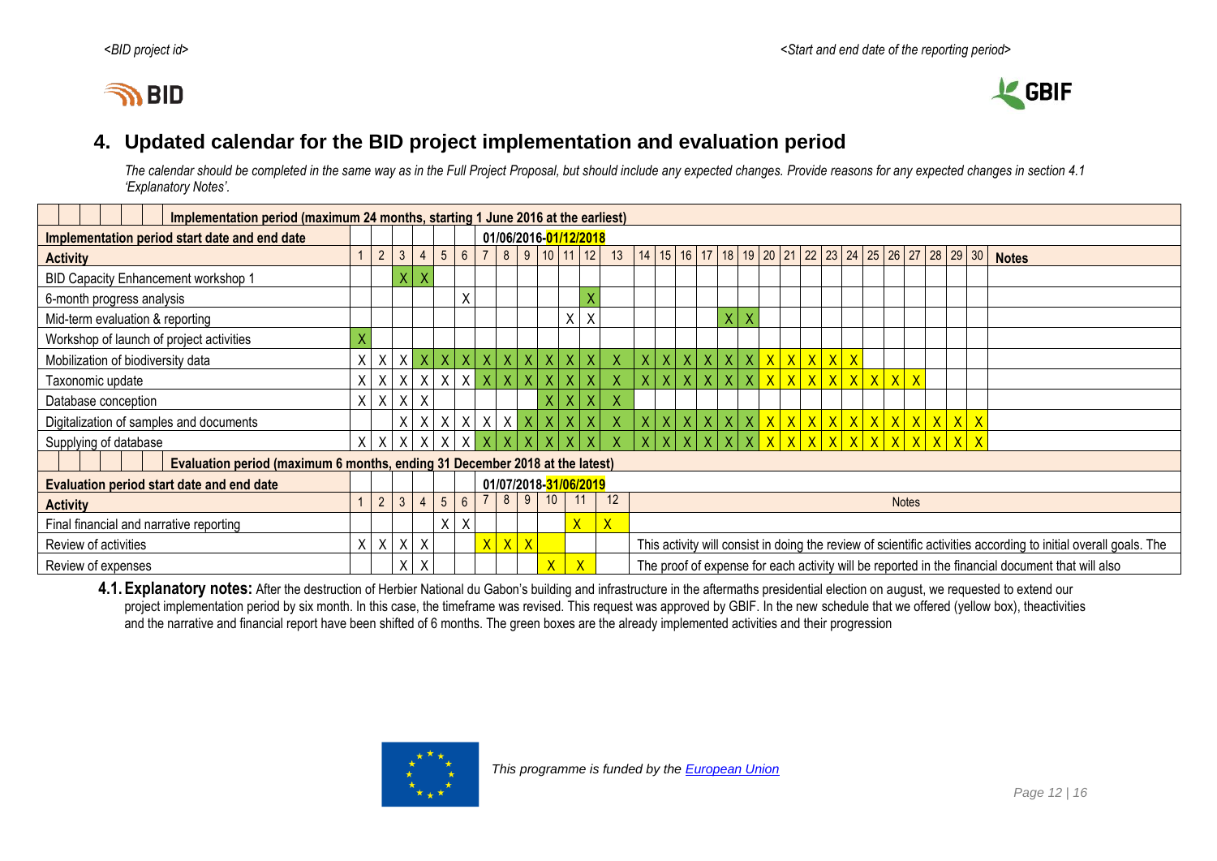# 4. Updated calendar for the BID project implementation and evaluation period

*The calendar should be completed in the same way as in the Full Project Proposal, but should include any expected changes. Provide reasons for any expected changes in section 4.1 'Explanatory Notes'.*

| **Implementation period (maximum 24 months, starting 1 June 2016 at the earliest)** | | | | | | | | | | | | | | | | | | | | | | | | | | | | | | | |
|---|---|---|---|---|---|---|---|---|---|---|---|---|---|---|---|---|---|---|---|---|---|---|---|---|---|---|---|---|---|---|---|
| **Implementation period start date and end date** | 01/06/2016-01/12/2018 | | | | | | | | | | | | | | | | | | | | | | | | | | | | | | |
| **Activity** | 1 | 2 | 3 | 4 | 5 | 6 | 7 | 8 | 9 | 10 | 11 | 12 | 13 | 14 | 15 | 16 | 17 | 18 | 19 | 20 | 21 | 22 | 23 | 24 | 25 | 26 | 27 | 28 | 29 | 30 | **Notes** |
| BID Capacity Enhancement workshop 1 | | | X | X | | | | | | | | | | | | | | | | | | | | | | | | | | | |
| 6-month progress analysis | | | | | | X | | | | | | X | | | | | | | | | | | | | | | | | | | |
| Mid-term evaluation & reporting | | | | | | | | | | | X | X | | | | | | X | X | | | | | | | | | | | | |
| Workshop of launch of project activities | X | | | | | | | | | | | | | | | | | | | | | | | | | | | | | | |
| Mobilization of biodiversity data | X | X | X | X | X | X | X | X | X | X | X | X | X | X | X | X | X | X | X | X | X | X | X | X | | | | | | | |
| Taxonomic update | X | X | X | X | X | X | X | X | X | X | X | X | X | X | X | X | X | X | X | X | X | X | X | X | X | X | X | | | | |
| Database conception | X | X | X | X | | | | | | X | X | X | X | | | | | | | | | | | | | | | | | | |
| Digitalization of samples and documents | | | X | X | X | X | X | X | X | X | X | X | X | X | X | X | X | X | X | X | X | X | X | X | X | X | X | X | X | X | |
| Supplying of database | X | X | X | X | X | X | X | X | X | X | X | X | X | X | X | X | X | X | X | X | X | X | X | X | X | X | X | X | X | X | |
| **Evaluation period (maximum 6 months, ending 31 December 2018 at the latest)** | | | | | | | | | | | | | | | | | | | | | | | | | | | | | | | |
| **Evaluation period start date and end date** | 01/07/2018-31/06/2019 | | | | | | | | | | | | | | | | | | | | | | | | | | | | | | |
| **Activity** | 1 | 2 | 3 | 4 | 5 | 6 | 7 | 8 | 9 | 10 | 11 | 12 | Notes | | | | | | | | | | | | | | | | | | |
| Final financial and narrative reporting | | | | | X | X | | | | | X | X | | | | | | | | | | | | | | | | | | | |
| Review of activities | X | X | X | X | | | X | X | X | | | | This activity will consist in doing the review of scientific activities according to initial overall goals. The | | | | | | | | | | | | | | | | | | |
| Review of expenses | | | X | X | | | | | | X | X | | The proof of expense for each activity will be reported in the financial document that will also | | | | | | | | | | | | | | | | | | |

**4.1. Explanatory notes:** After the destruction of Herbier National du Gabon's building and infrastructure in the aftermaths presidential election on august, we requested to extend our project implementation period by six month. In this case, the timeframe was revised. This request was approved by GBIF. In the new schedule that we offered (yellow box), theactivities and the narrative and financial report have been shifted of 6 months. The green boxes are the already implemented activities and their progression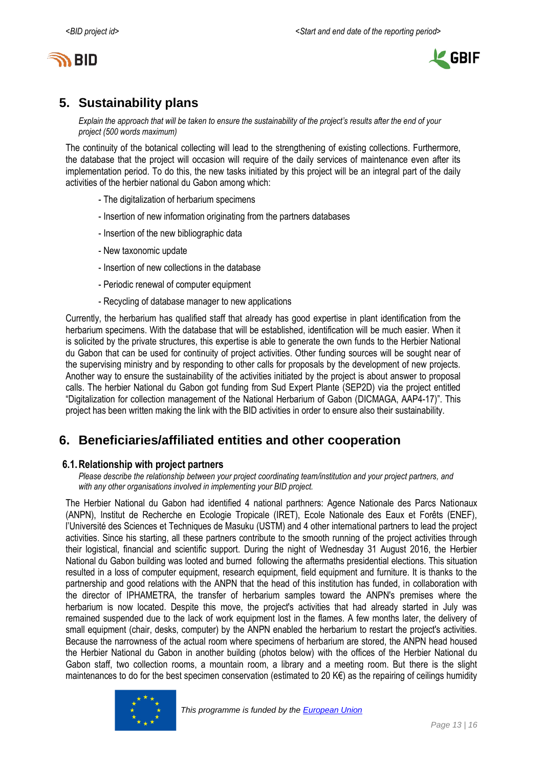## 5. Sustainability plans

*Explain the approach that will be taken to ensure the sustainability of the project's results after the end of your project (500 words maximum)*

The continuity of the botanical collecting will lead to the strengthening of existing collections. Furthermore, the database that the project will occasion will require of the daily services of maintenance even after its implementation period. To do this, the new tasks initiated by this project will be an integral part of the daily activities of the herbier national du Gabon among which:

- The digitalization of herbarium specimens
- Insertion of new information originating from the partners databases
- Insertion of the new bibliographic data
- New taxonomic update
- Insertion of new collections in the database
- Periodic renewal of computer equipment
- Recycling of database manager to new applications

Currently, the herbarium has qualified staff that already has good expertise in plant identification from the herbarium specimens. With the database that will be established, identification will be much easier. When it is solicited by the private structures, this expertise is able to generate the own funds to the Herbier National du Gabon that can be used for continuity of project activities. Other funding sources will be sought near of the supervising ministry and by responding to other calls for proposals by the development of new projects. Another way to ensure the sustainability of the activities initiated by the project is about answer to proposal calls. The herbier National du Gabon got funding from Sud Expert Plante (SEP2D) via the project entitled "Digitalization for collection management of the National Herbarium of Gabon (DICMAGA, AAP4-17)". This project has been written making the link with the BID activities in order to ensure also their sustainability.

## 6. Beneficiaries/affiliated entities and other cooperation

### 6.1. Relationship with project partners

*Please describe the relationship between your project coordinating team/institution and your project partners, and with any other organisations involved in implementing your BID project.*

The Herbier National du Gabon had identified 4 national parthners: Agence Nationale des Parcs Nationaux (ANPN), Institut de Recherche en Ecologie Tropicale (IRET), Ecole Nationale des Eaux et Forêts (ENEF), l'Université des Sciences et Techniques de Masuku (USTM) and 4 other international partners to lead the project activities. Since his starting, all these partners contribute to the smooth running of the project activities through their logistical, financial and scientific support. During the night of Wednesday 31 August 2016, the Herbier National du Gabon building was looted and burned following the aftermaths presidential elections. This situation resulted in a loss of computer equipment, research equipment, field equipment and furniture. It is thanks to the partnership and good relations with the ANPN that the head of this institution has funded, in collaboration with the director of IPHAMETRA, the transfer of herbarium samples toward the ANPN's premises where the herbarium is now located. Despite this move, the project's activities that had already started in July was remained suspended due to the lack of work equipment lost in the flames. A few months later, the delivery of small equipment (chair, desks, computer) by the ANPN enabled the herbarium to restart the project's activities. Because the narrowness of the actual room where specimens of herbarium are stored, the ANPN head housed the Herbier National du Gabon in another building (photos below) with the offices of the Herbier National du Gabon staff, two collection rooms, a mountain room, a library and a meeting room. But there is the slight maintenances to do for the best specimen conservation (estimated to 20 K€) as the repairing of ceilings humidity

*This programme is funded by the European Union*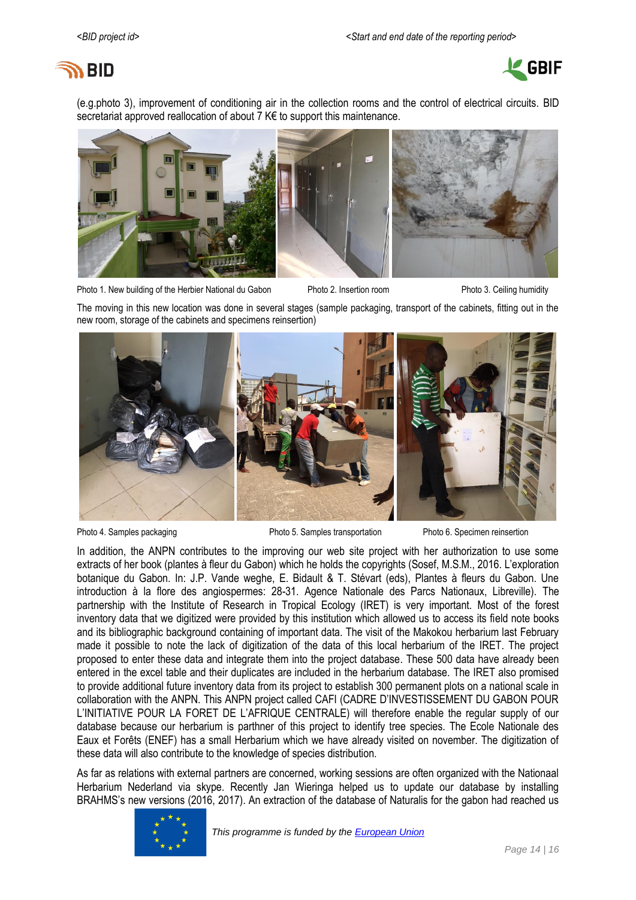(e.g.photo 3), improvement of conditioning air in the collection rooms and the control of electrical circuits. BID secretariat approved reallocation of about 7 K€ to support this maintenance.

Photo 1. New building of the Herbier National du Gabon

Photo 2. Insertion room

Photo 3. Ceiling humidity

The moving in this new location was done in several stages (sample packaging, transport of the cabinets, fitting out in the new room, storage of the cabinets and specimens reinsertion)

Photo 4. Samples packaging

Photo 5. Samples transportation

Photo 6. Specimen reinsertion

In addition, the ANPN contributes to the improving our web site project with her authorization to use some extracts of her book (plantes à fleur du Gabon) which he holds the copyrights (Sosef, M.S.M., 2016. L'exploration botanique du Gabon. In: J.P. Vande weghe, E. Bidault & T. Stévart (eds), Plantes à fleurs du Gabon. Une introduction à la flore des angiospermes: 28-31. Agence Nationale des Parcs Nationaux, Libreville). The partnership with the Institute of Research in Tropical Ecology (IRET) is very important. Most of the forest inventory data that we digitized were provided by this institution which allowed us to access its field note books and its bibliographic background containing of important data. The visit of the Makokou herbarium last February made it possible to note the lack of digitization of the data of this local herbarium of the IRET. The project proposed to enter these data and integrate them into the project database. These 500 data have already been entered in the excel table and their duplicates are included in the herbarium database. The IRET also promised to provide additional future inventory data from its project to establish 300 permanent plots on a national scale in collaboration with the ANPN. This ANPN project called CAFI (CADRE D'INVESTISSEMENT DU GABON POUR L'INITIATIVE POUR LA FORET DE L'AFRIQUE CENTRALE) will therefore enable the regular supply of our database because our herbarium is parthner of this project to identify tree species. The Ecole Nationale des Eaux et Forêts (ENEF) has a small Herbarium which we have already visited on november. The digitization of these data will also contribute to the knowledge of species distribution.

As far as relations with external partners are concerned, working sessions are often organized with the Nationaal Herbarium Nederland via skype. Recently Jan Wieringa helped us to update our database by installing BRAHMS's new versions (2016, 2017). An extraction of the database of Naturalis for the gabon had reached us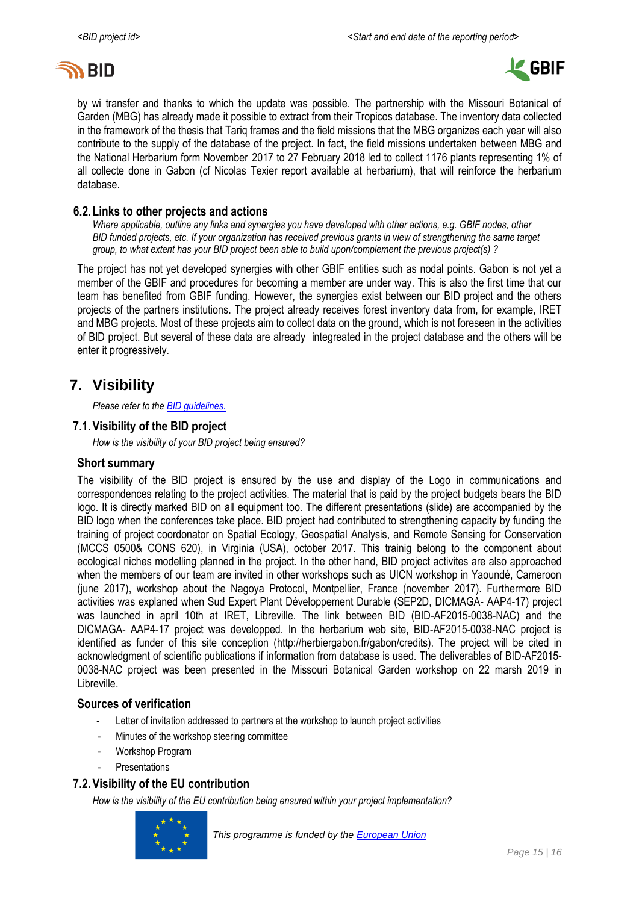by wi transfer and thanks to which the update was possible. The partnership with the Missouri Botanical of Garden (MBG) has already made it possible to extract from their Tropicos database. The inventory data collected in the framework of the thesis that Tariq frames and the field missions that the MBG organizes each year will also contribute to the supply of the database of the project. In fact, the field missions undertaken between MBG and the National Herbarium form November 2017 to 27 February 2018 led to collect 1176 plants representing 1% of all collecte done in Gabon (cf Nicolas Texier report available at herbarium), that will reinforce the herbarium database.

### 6.2. Links to other projects and actions

*Where applicable, outline any links and synergies you have developed with other actions, e.g. GBIF nodes, other BID funded projects, etc. If your organization has received previous grants in view of strengthening the same target group, to what extent has your BID project been able to build upon/complement the previous project(s) ?*

The project has not yet developed synergies with other GBIF entities such as nodal points. Gabon is not yet a member of the GBIF and procedures for becoming a member are under way. This is also the first time that our team has benefited from GBIF funding. However, the synergies exist between our BID project and the others projects of the partners institutions. The project already receives forest inventory data from, for example, IRET and MBG projects. Most of these projects aim to collect data on the ground, which is not foreseen in the activities of BID project. But several of these data are already integreated in the project database and the others will be enter it progressively.

## 7. Visibility

*Please refer to the BID guidelines.*

### 7.1. Visibility of the BID project

*How is the visibility of your BID project being ensured?*

#### Short summary

The visibility of the BID project is ensured by the use and display of the Logo in communications and correspondences relating to the project activities. The material that is paid by the project budgets bears the BID logo. It is directly marked BID on all equipment too. The different presentations (slide) are accompanied by the BID logo when the conferences take place. BID project had contributed to strengthening capacity by funding the training of project coordonator on Spatial Ecology, Geospatial Analysis, and Remote Sensing for Conservation (MCCS 0500& CONS 620), in Virginia (USA), october 2017. This trainig belong to the component about ecological niches modelling planned in the project. In the other hand, BID project activites are also approached when the members of our team are invited in other workshops such as UICN workshop in Yaoundé, Cameroon (june 2017), workshop about the Nagoya Protocol, Montpellier, France (november 2017). Furthermore BID activities was explaned when Sud Expert Plant Développement Durable (SEP2D, DICMAGA- AAP4-17) project was launched in april 10th at IRET, Libreville. The link between BID (BID-AF2015-0038-NAC) and the DICMAGA- AAP4-17 project was developped. In the herbarium web site, BID-AF2015-0038-NAC project is identified as funder of this site conception (http://herbiergabon.fr/gabon/credits). The project will be cited in acknowledgment of scientific publications if information from database is used. The deliverables of BID-AF2015-0038-NAC project was been presented in the Missouri Botanical Garden workshop on 22 marsh 2019 in Libreville.

#### Sources of verification

- Letter of invitation addressed to partners at the workshop to launch project activities
- Minutes of the workshop steering committee
- Workshop Program
- Presentations

### 7.2. Visibility of the EU contribution

*How is the visibility of the EU contribution being ensured within your project implementation?*

*This programme is funded by the European Union*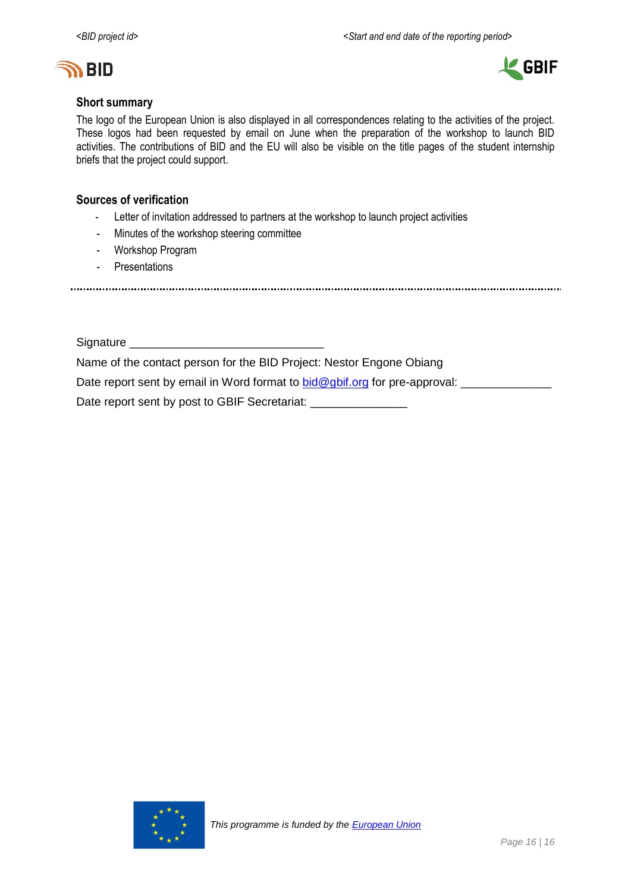### Short summary

The logo of the European Union is also displayed in all correspondences relating to the activities of the project. These logos had been requested by email on June when the preparation of the workshop to launch BID activities. The contributions of BID and the EU will also be visible on the title pages of the student internship briefs that the project could support.

### Sources of verification

- Letter of invitation addressed to partners at the workshop to launch project activities
- Minutes of the workshop steering committee
- Workshop Program
- Presentations

---

Signature ______________________________

Name of the contact person for the BID Project: Nestor Engone Obiang

Date report sent by email in Word format to bid@gbif.org for pre-approval: ______________

Date report sent by post to GBIF Secretariat: _______________

*This programme is funded by the European Union*